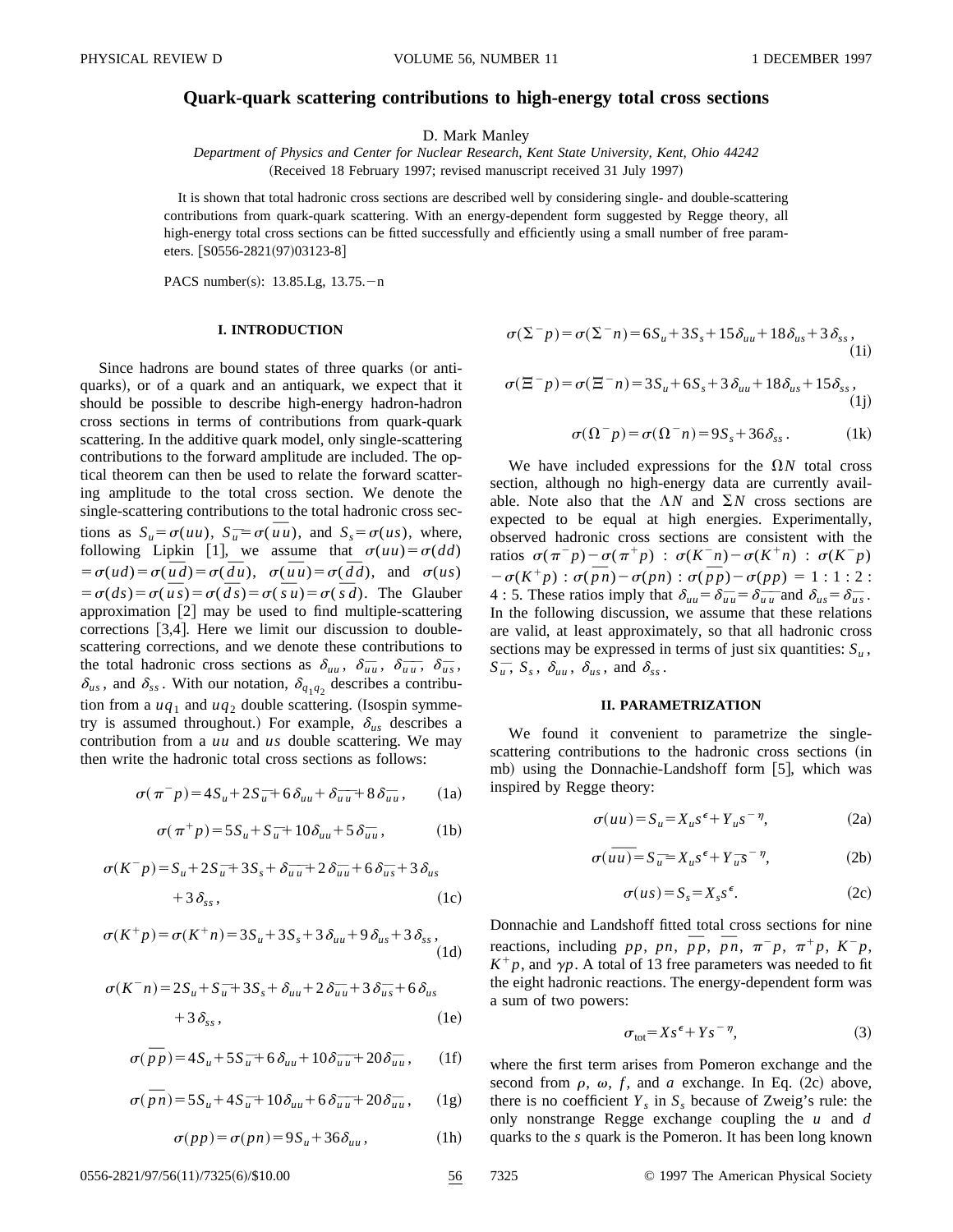# Quark-quark scattering contributions to high-energy total cross sections

D. Mark Manley

*Department of Physics and Center for Nuclear Research, Kent State University, Kent, Ohio 44242*

(Received 18 February 1997; revised manuscript received 31 July 1997)

It is shown that total hadronic cross sections are described well by considering single- and double-scattering contributions from quark-quark scattering. With an energy-dependent form suggested by Regge theory, all high-energy total cross sections can be fitted successfully and efficiently using a small number of free parameters. [S0556-2821(97)03123-8]

PACS number(s): 13.85.Lg, 13.75.−n

## I. INTRODUCTION

Since hadrons are bound states of three quarks (or antiquarks), or of a quark and an antiquark, we expect that it should be possible to describe high-energy hadron-hadron cross sections in terms of contributions from quark-quark scattering. In the additive quark model, only single-scattering contributions to the forward amplitude are included. The optical theorem can then be used to relate the forward scattering amplitude to the total cross section. We denote the single-scattering contributions to the total hadronic cross sections as $S_u = \sigma(uu)$, $S_{\overline{u}} = \sigma(u\overline{u})$, and $S_s = \sigma(us)$, where, following Lipkin [1], we assume that $\sigma(uu) = \sigma(dd) = \sigma(ud) = \sigma(\overline{u}\,\overline{d}) = \sigma(\overline{d}\,\overline{u})$, $\sigma(u\overline{u}) = \sigma(d\overline{d})$, and $\sigma(us) = \sigma(ds) = \sigma(\overline{u}\,\overline{s}) = \sigma(\overline{d}\,\overline{s}) = \sigma(\overline{s}\,\overline{u}) = \sigma(\overline{s}\,\overline{d})$. The Glauber approximation [2] may be used to find multiple-scattering corrections [3,4]. Here we limit our discussion to double-scattering corrections, and we denote these contributions to the total hadronic cross sections as $\delta_{uu}$, $\delta_{\overline{u}\overline{u}}$, $\delta_{\overline{u}\,\overline{u}}$, $\delta_{\overline{u}s}$, $\delta_{us}$, and $\delta_{ss}$. With our notation, $\delta_{q_1q_2}$ describes a contribution from a $uq_1$ and $uq_2$ double scattering. (Isospin symmetry is assumed throughout.) For example, $\delta_{us}$ describes a contribution from a $uu$ and $us$ double scattering. We may then write the hadronic total cross sections as follows:

$$\sigma(\pi^-p) = 4S_u + 2S_{\overline{u}} + 6\delta_{uu} + \delta_{\overline{u}\,\overline{u}} + 8\delta_{\overline{u}\overline{u}}, \tag{1a}$$

$$\sigma(\pi^+p) = 5S_u + S_{\overline{u}} + 10\delta_{uu} + 5\delta_{\overline{u}\overline{u}}, \tag{1b}$$

$$\sigma(K^-p) = S_u + 2S_{\overline{u}} + 3S_s + \delta_{\overline{u}\,\overline{u}} + 2\delta_{\overline{u}\overline{u}} + 6\delta_{\overline{u}s} + 3\delta_{us} + 3\delta_{ss}, \tag{1c}$$

$$\sigma(K^+p) = \sigma(K^+n) = 3S_u + 3S_s + 3\delta_{uu} + 9\delta_{us} + 3\delta_{ss}, \tag{1d}$$

$$\sigma(K^-n) = 2S_u + S_{\overline{u}} + 3S_s + \delta_{uu} + 2\delta_{\overline{u}\overline{u}} + 3\delta_{\overline{u}s} + 6\delta_{us} + 3\delta_{ss}, \tag{1e}$$

$$\sigma(\overline{p}p) = 4S_u + 5S_{\overline{u}} + 6\delta_{uu} + 10\delta_{\overline{u}\,\overline{u}} + 20\delta_{\overline{u}\overline{u}}, \tag{1f}$$

$$\sigma(\overline{p}n) = 5S_u + 4S_{\overline{u}} + 10\delta_{uu} + 6\delta_{\overline{u}\,\overline{u}} + 20\delta_{\overline{u}\overline{u}}, \tag{1g}$$

$$\sigma(pp) = \sigma(pn) = 9S_u + 36\delta_{uu}, \tag{1h}$$

$$\sigma(\Sigma^-p) = \sigma(\Sigma^-n) = 6S_u + 3S_s + 15\delta_{uu} + 18\delta_{us} + 3\delta_{ss}, \tag{1i}$$

$$\sigma(\Xi^-p) = \sigma(\Xi^-n) = 3S_u + 6S_s + 3\delta_{uu} + 18\delta_{us} + 15\delta_{ss}, \tag{1j}$$

$$\sigma(\Omega^-p) = \sigma(\Omega^-n) = 9S_s + 36\delta_{ss}. \tag{1k}$$

We have included expressions for the $\Omega N$ total cross section, although no high-energy data are currently available. Note also that the $\Lambda N$ and $\Sigma N$ cross sections are expected to be equal at high energies. Experimentally, observed hadronic cross sections are consistent with the ratios $\sigma(\pi^-p) - \sigma(\pi^+p)$ : $\sigma(K^-n) - \sigma(K^+n)$ : $\sigma(K^-p) - \sigma(K^+p)$ : $\sigma(\overline{p}n) - \sigma(pn)$ : $\sigma(\overline{p}p) - \sigma(pp)$ = 1 : 1 : 2 : 4 : 5. These ratios imply that $\delta_{uu} = \delta_{\overline{u}\overline{u}} = \delta_{\overline{u}\,\overline{u}}$ and $\delta_{us} = \delta_{\overline{u}s}$. In the following discussion, we assume that these relations are valid, at least approximately, so that all hadronic cross sections may be expressed in terms of just six quantities: $S_u$, $S_{\overline{u}}$, $S_s$, $\delta_{uu}$, $\delta_{us}$, and $\delta_{ss}$.

## II. PARAMETRIZATION

We found it convenient to parametrize the single-scattering contributions to the hadronic cross sections (in mb) using the Donnachie-Landshoff form [5], which was inspired by Regge theory:

$$\sigma(uu) = S_u = X_u s^{\epsilon} + Y_u s^{-\eta}, \tag{2a}$$

$$\sigma(\overline{uu}) = S_{\overline{u}} = X_u s^{\epsilon} + Y_{\overline{u}} s^{-\eta}, \tag{2b}$$

$$\sigma(us) = S_s = X_s s^{\epsilon}. \tag{2c}$$

Donnachie and Landshoff fitted total cross sections for nine reactions, including $pp$, $pn$, $\overline{p}p$, $\overline{p}n$, $\pi^-p$, $\pi^+p$, $K^-p$, $K^+p$, and $\gamma p$. A total of 13 free parameters was needed to fit the eight hadronic reactions. The energy-dependent form was a sum of two powers:

$$\sigma_{\text{tot}} = Xs^{\epsilon} + Ys^{-\eta}, \tag{3}$$

where the first term arises from Pomeron exchange and the second from $\rho$, $\omega$, $f$, and $a$ exchange. In Eq. (2c) above, there is no coefficient $Y_s$ in $S_s$ because of Zweig's rule: the only nonstrange Regge exchange coupling the $u$ and $d$ quarks to the $s$ quark is the Pomeron. It has been long known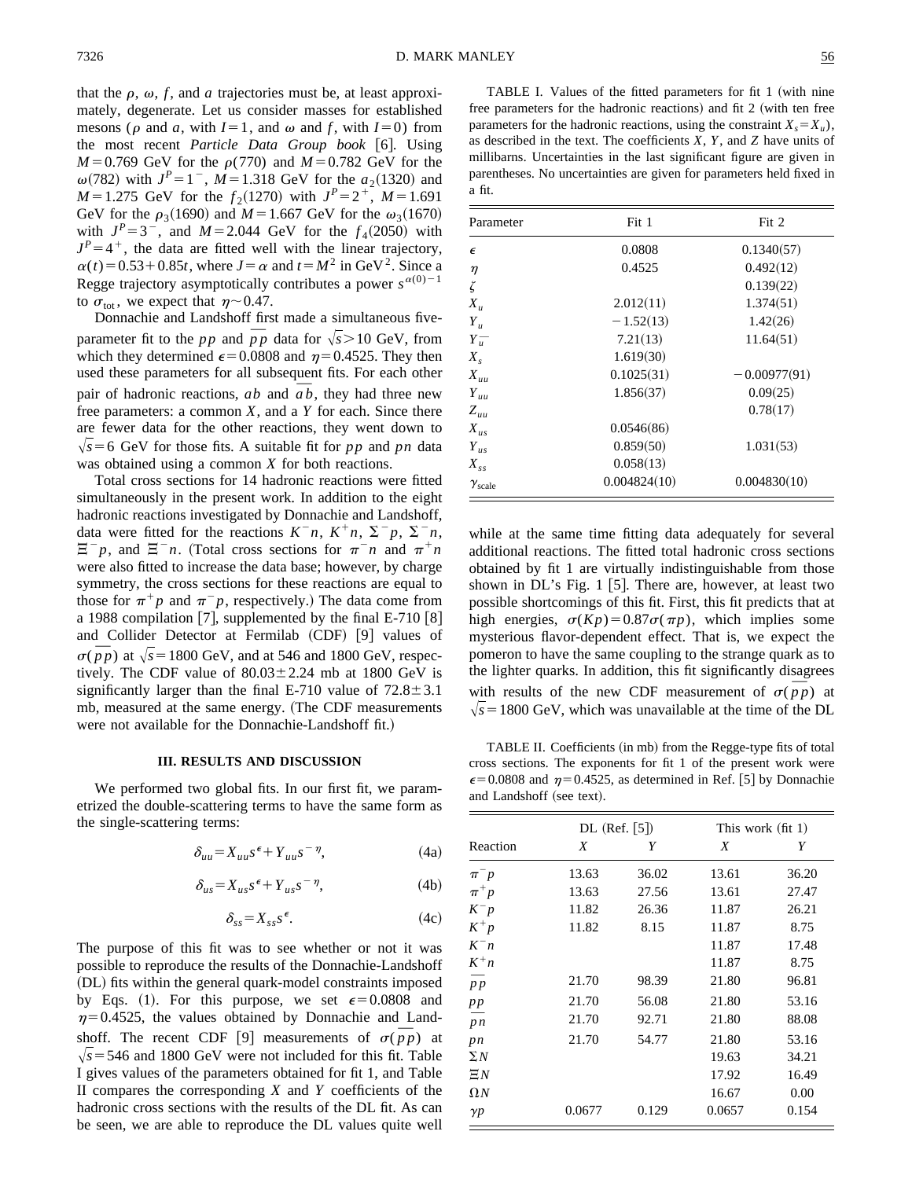that the $\rho$, $\omega$, $f$, and $a$ trajectories must be, at least approximately, degenerate. Let us consider masses for established mesons ($\rho$ and $a$, with $I=1$, and $\omega$ and $f$, with $I=0$) from the most recent *Particle Data Group book* [6]. Using $M=0.769$ GeV for the $\rho(770)$ and $M=0.782$ GeV for the $\omega(782)$ with $J^P=1^-$, $M=1.318$ GeV for the $a_2(1320)$ and $M=1.275$ GeV for the $f_2(1270)$ with $J^P=2^+$, $M=1.691$ GeV for the $\rho_3(1690)$ and $M=1.667$ GeV for the $\omega_3(1670)$ with $J^P=3^-$, and $M=2.044$ GeV for the $f_4(2050)$ with $J^P=4^+$, the data are fitted well with the linear trajectory, $\alpha(t)=0.53+0.85t$, where $J=\alpha$ and $t=M^2$ in $\text{GeV}^2$. Since a Regge trajectory asymptotically contributes a power $s^{\alpha(0)-1}$ to $\sigma_{\text{tot}}$, we expect that $\eta \sim 0.47$.

Donnachie and Landshoff first made a simultaneous five-parameter fit to the $pp$ and $\overline{p}p$ data for $\sqrt{s}>10$ GeV, from which they determined $\epsilon=0.0808$ and $\eta=0.4525$. They then used these parameters for all subsequent fits. For each other pair of hadronic reactions, $ab$ and $\overline{a}b$, they had three new free parameters: a common $X$, and a $Y$ for each. Since there are fewer data for the other reactions, they went down to $\sqrt{s}=6$ GeV for those fits. A suitable fit for $pp$ and $pn$ data was obtained using a common $X$ for both reactions.

Total cross sections for 14 hadronic reactions were fitted simultaneously in the present work. In addition to the eight hadronic reactions investigated by Donnachie and Landshoff, data were fitted for the reactions $K^-n$, $K^+n$, $\Sigma^-p$, $\Sigma^-n$, $\Xi^-p$, and $\Xi^-n$. (Total cross sections for $\pi^-n$ and $\pi^+n$ were also fitted to increase the data base; however, by charge symmetry, the cross sections for these reactions are equal to those for $\pi^+p$ and $\pi^-p$, respectively.) The data come from a 1988 compilation [7], supplemented by the final E-710 [8] and Collider Detector at Fermilab (CDF) [9] values of $\sigma(\overline{p}p)$ at $\sqrt{s}=1800$ GeV, and at 546 and 1800 GeV, respectively. The CDF value of $80.03\pm2.24$ mb at 1800 GeV is significantly larger than the final E-710 value of $72.8\pm3.1$ mb, measured at the same energy. (The CDF measurements were not available for the Donnachie-Landshoff fit.)

### III. RESULTS AND DISCUSSION

We performed two global fits. In our first fit, we parametrized the double-scattering terms to have the same form as the single-scattering terms:

$$\delta_{uu}=X_{uu}s^{\epsilon}+Y_{uu}s^{-\eta}, \tag{4a}$$

$$\delta_{us}=X_{us}s^{\epsilon}+Y_{us}s^{-\eta}, \tag{4b}$$

$$\delta_{ss}=X_{ss}s^{\epsilon}. \tag{4c}$$

The purpose of this fit was to see whether or not it was possible to reproduce the results of the Donnachie-Landshoff (DL) fits within the general quark-model constraints imposed by Eqs. (1). For this purpose, we set $\epsilon=0.0808$ and $\eta=0.4525$, the values obtained by Donnachie and Landshoff. The recent CDF [9] measurements of $\sigma(\overline{p}p)$ at $\sqrt{s}=546$ and 1800 GeV were not included for this fit. Table I gives values of the parameters obtained for fit 1, and Table II compares the corresponding $X$ and $Y$ coefficients of the hadronic cross sections with the results of the DL fit. As can be seen, we are able to reproduce the DL values quite well while at the same time fitting data adequately for several additional reactions. The fitted total hadronic cross sections obtained by fit 1 are virtually indistinguishable from those shown in DL's Fig. 1 [5]. There are, however, at least two possible shortcomings of this fit. First, this fit predicts that at high energies, $\sigma(Kp)=0.87\sigma(\pi p)$, which implies some mysterious flavor-dependent effect. That is, we expect the pomeron to have the same coupling to the strange quark as to the lighter quarks. In addition, this fit significantly disagrees with results of the new CDF measurement of $\sigma(\overline{p}p)$ at $\sqrt{s}=1800$ GeV, which was unavailable at the time of the DL

TABLE I. Values of the fitted parameters for fit 1 (with nine free parameters for the hadronic reactions) and fit 2 (with ten free parameters for the hadronic reactions, using the constraint $X_s=X_u$), as described in the text. The coefficients $X$, $Y$, and $Z$ have units of millibarns. Uncertainties in the last significant figure are given in parentheses. No uncertainties are given for parameters held fixed in a fit.

| Parameter | Fit 1 | Fit 2 |
|---|---|---|
| $\epsilon$ | 0.0808 | 0.1340(57) |
| $\eta$ | 0.4525 | 0.492(12) |
| $\zeta$ | | 0.139(22) |
| $X_u$ | 2.012(11) | 1.374(51) |
| $Y_u$ | −1.52(13) | 1.42(26) |
| $Y_{\overline{u}}$ | 7.21(13) | 11.64(51) |
| $X_s$ | 1.619(30) | |
| $X_{uu}$ | 0.1025(31) | −0.00977(91) |
| $Y_{uu}$ | 1.856(37) | 0.09(25) |
| $Z_{uu}$ | | 0.78(17) |
| $X_{us}$ | 0.0546(86) | |
| $Y_{us}$ | 0.859(50) | 1.031(53) |
| $X_{ss}$ | 0.058(13) | |
| $\gamma_{\text{scale}}$ | 0.004824(10) | 0.004830(10) |

TABLE II. Coefficients (in mb) from the Regge-type fits of total cross sections. The exponents for fit 1 of the present work were $\epsilon=0.0808$ and $\eta=0.4525$, as determined in Ref. [5] by Donnachie and Landshoff (see text).

| Reaction | DL (Ref. [5]) $X$ | DL (Ref. [5]) $Y$ | This work (fit 1) $X$ | This work (fit 1) $Y$ |
|---|---|---|---|---|
| $\pi^-p$ | 13.63 | 36.02 | 13.61 | 36.20 |
| $\pi^+p$ | 13.63 | 27.56 | 13.61 | 27.47 |
| $K^-p$ | 11.82 | 26.36 | 11.87 | 26.21 |
| $K^+p$ | 11.82 | 8.15 | 11.87 | 8.75 |
| $K^-n$ | | | 11.87 | 17.48 |
| $K^+n$ | | | 11.87 | 8.75 |
| $\overline{p}p$ | 21.70 | 98.39 | 21.80 | 96.81 |
| $pp$ | 21.70 | 56.08 | 21.80 | 53.16 |
| $\overline{p}n$ | 21.70 | 92.71 | 21.80 | 88.08 |
| $pn$ | 21.70 | 54.77 | 21.80 | 53.16 |
| $\Sigma N$ | | | 19.63 | 34.21 |
| $\Xi N$ | | | 17.92 | 16.49 |
| $\Omega N$ | | | 16.67 | 0.00 |
| $\gamma p$ | 0.0677 | 0.129 | 0.0657 | 0.154 |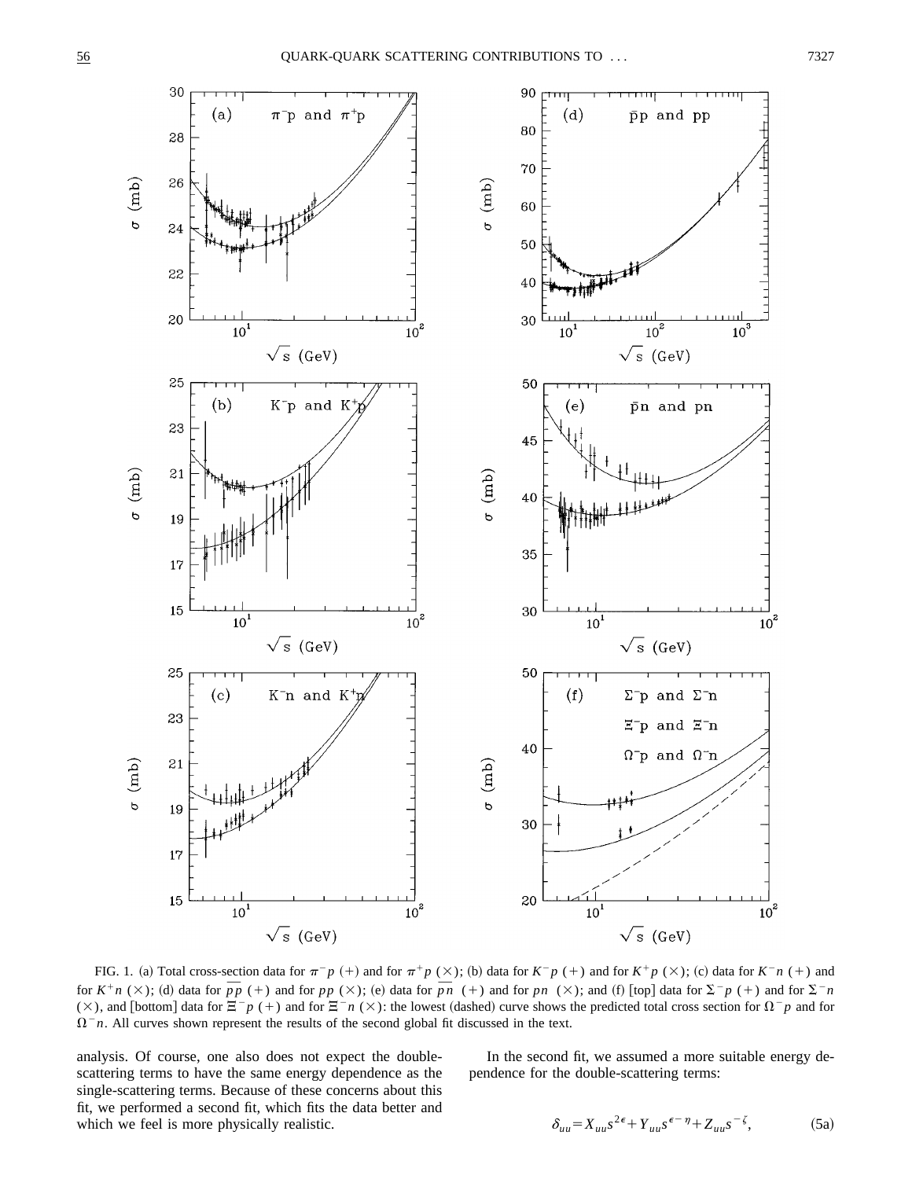FIG. 1. (a) Total cross-section data for $\pi^- p$ (+) and for $\pi^+ p$ (×); (b) data for $K^- p$ (+) and for $K^+ p$ (×); (c) data for $K^- n$ (+) and for $K^+ n$ (×); (d) data for $\overline{p}p$ (+) and for $pp$ (×); (e) data for $\overline{p}n$ (+) and for $pn$ (×); and (f) [top] data for $\Sigma^- p$ (+) and for $\Sigma^- n$ (×), and [bottom] data for $\Xi^- p$ (+) and for $\Xi^- n$ (×): the lowest (dashed) curve shows the predicted total cross section for $\Omega^- p$ and for $\Omega^- n$. All curves shown represent the results of the second global fit discussed in the text.

analysis. Of course, one also does not expect the double-scattering terms to have the same energy dependence as the single-scattering terms. Because of these concerns about this fit, we performed a second fit, which fits the data better and which we feel is more physically realistic.

In the second fit, we assumed a more suitable energy dependence for the double-scattering terms:

$$\delta_{uu} = X_{uu} s^{2\epsilon} + Y_{uu} s^{\epsilon - \eta} + Z_{uu} s^{-\zeta}, \tag{5a}$$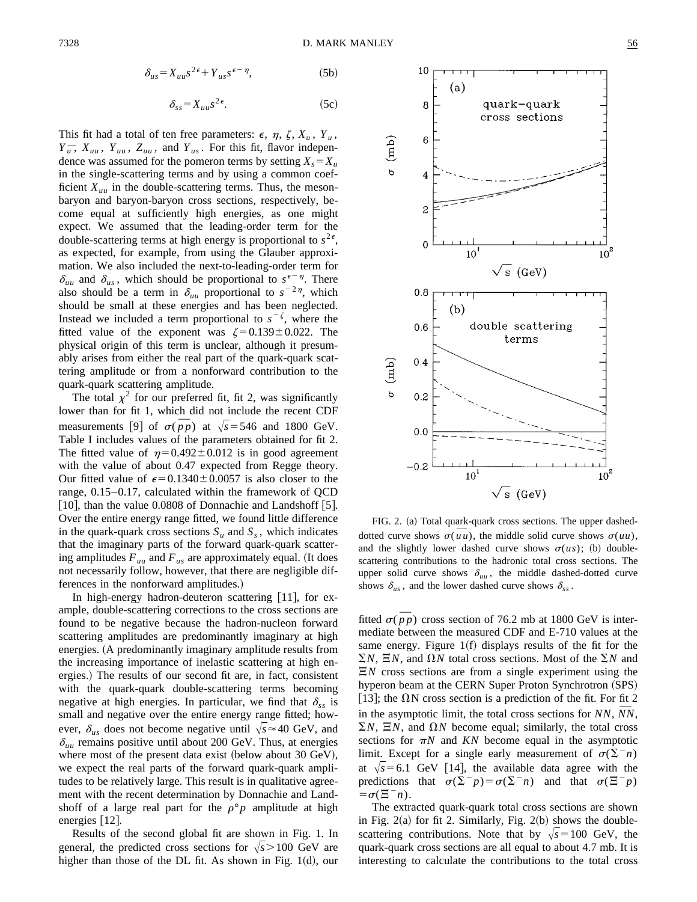$$\delta_{us} = X_{uu} s^{2\epsilon} + Y_{us} s^{\epsilon - \eta}, \tag{5b}$$

$$\delta_{ss} = X_{uu} s^{2\epsilon}. \tag{5c}$$

This fit had a total of ten free parameters: $\epsilon$, $\eta$, $\zeta$, $X_u$, $Y_u$, $Y_{\bar{u}}$, $X_{uu}$, $Y_{uu}$, $Z_{uu}$, and $Y_{us}$. For this fit, flavor independence was assumed for the pomeron terms by setting $X_s = X_u$ in the single-scattering terms and by using a common coefficient $X_{uu}$ in the double-scattering terms. Thus, the meson-baryon and baryon-baryon cross sections, respectively, become equal at sufficiently high energies, as one might expect. We assumed that the leading-order term for the double-scattering terms at high energy is proportional to $s^{2\epsilon}$, as expected, for example, from using the Glauber approximation. We also included the next-to-leading-order term for $\delta_{uu}$ and $\delta_{us}$, which should be proportional to $s^{\epsilon-\eta}$. There also should be a term in $\delta_{uu}$ proportional to $s^{-2\eta}$, which should be small at these energies and has been neglected. Instead we included a term proportional to $s^{-\zeta}$, where the fitted value of the exponent was $\zeta = 0.139 \pm 0.022$. The physical origin of this term is unclear, although it presumably arises from either the real part of the quark-quark scattering amplitude or from a nonforward contribution to the quark-quark scattering amplitude.

The total $\chi^2$ for our preferred fit, fit 2, was significantly lower than for fit 1, which did not include the recent CDF measurements [9] of $\sigma(\bar{p}p)$ at $\sqrt{s} = 546$ and 1800 GeV. Table I includes values of the parameters obtained for fit 2. The fitted value of $\eta = 0.492 \pm 0.012$ is in good agreement with the value of about 0.47 expected from Regge theory. Our fitted value of $\epsilon = 0.1340 \pm 0.0057$ is also closer to the range, 0.15–0.17, calculated within the framework of QCD [10], than the value 0.0808 of Donnachie and Landshoff [5]. Over the entire energy range fitted, we found little difference in the quark-quark cross sections $S_u$ and $S_s$, which indicates that the imaginary parts of the forward quark-quark scattering amplitudes $F_{uu}$ and $F_{us}$ are approximately equal. (It does not necessarily follow, however, that there are negligible differences in the nonforward amplitudes.)

In high-energy hadron-deuteron scattering [11], for example, double-scattering corrections to the cross sections are found to be negative because the hadron-nucleon forward scattering amplitudes are predominantly imaginary at high energies. (A predominantly imaginary amplitude results from the increasing importance of inelastic scattering at high energies.) The results of our second fit are, in fact, consistent with the quark-quark double-scattering terms becoming negative at high energies. In particular, we find that $\delta_{ss}$ is small and negative over the entire energy range fitted; however, $\delta_{us}$ does not become negative until $\sqrt{s} \approx 40$ GeV, and $\delta_{uu}$ remains positive until about 200 GeV. Thus, at energies where most of the present data exist (below about 30 GeV), we expect the real parts of the forward quark-quark amplitudes to be relatively large. This result is in qualitative agreement with the recent determination by Donnachie and Landshoff of a large real part for the $\rho^\circ p$ amplitude at high energies [12].

Results of the second global fit are shown in Fig. 1. In general, the predicted cross sections for $\sqrt{s} > 100$ GeV are higher than those of the DL fit. As shown in Fig. 1(d), our fitted $\sigma(\bar{p}p)$ cross section of 76.2 mb at 1800 GeV is intermediate between the measured CDF and E-710 values at the same energy. Figure 1(f) displays results of the fit for the $\Sigma N$, $\Xi N$, and $\Omega N$ total cross sections. Most of the $\Sigma N$ and $\Xi N$ cross sections are from a single experiment using the hyperon beam at the CERN Super Proton Synchrotron (SPS) [13]; the $\Omega$N cross section is a prediction of the fit. For fit 2 in the asymptotic limit, the total cross sections for $NN$, $\bar{N}N$, $\Sigma N$, $\Xi N$, and $\Omega N$ become equal; similarly, the total cross sections for $\pi N$ and $KN$ become equal in the asymptotic limit. Except for a single early measurement of $\sigma(\Sigma^- n)$ at $\sqrt{s} = 6.1$ GeV [14], the available data agree with the predictions that $\sigma(\Sigma^- p) = \sigma(\Sigma^- n)$ and that $\sigma(\Xi^- p) = \sigma(\Xi^- n)$.

FIG. 2. (a) Total quark-quark cross sections. The upper dashed-dotted curve shows $\sigma(\bar{u}u)$, the middle solid curve shows $\sigma(uu)$, and the slightly lower dashed curve shows $\sigma(us)$; (b) double-scattering contributions to the hadronic total cross sections. The upper solid curve shows $\delta_{uu}$, the middle dashed-dotted curve shows $\delta_{us}$, and the lower dashed curve shows $\delta_{ss}$.

The extracted quark-quark total cross sections are shown in Fig. 2(a) for fit 2. Similarly, Fig. 2(b) shows the double-scattering contributions. Note that by $\sqrt{s} = 100$ GeV, the quark-quark cross sections are all equal to about 4.7 mb. It is interesting to calculate the contributions to the total cross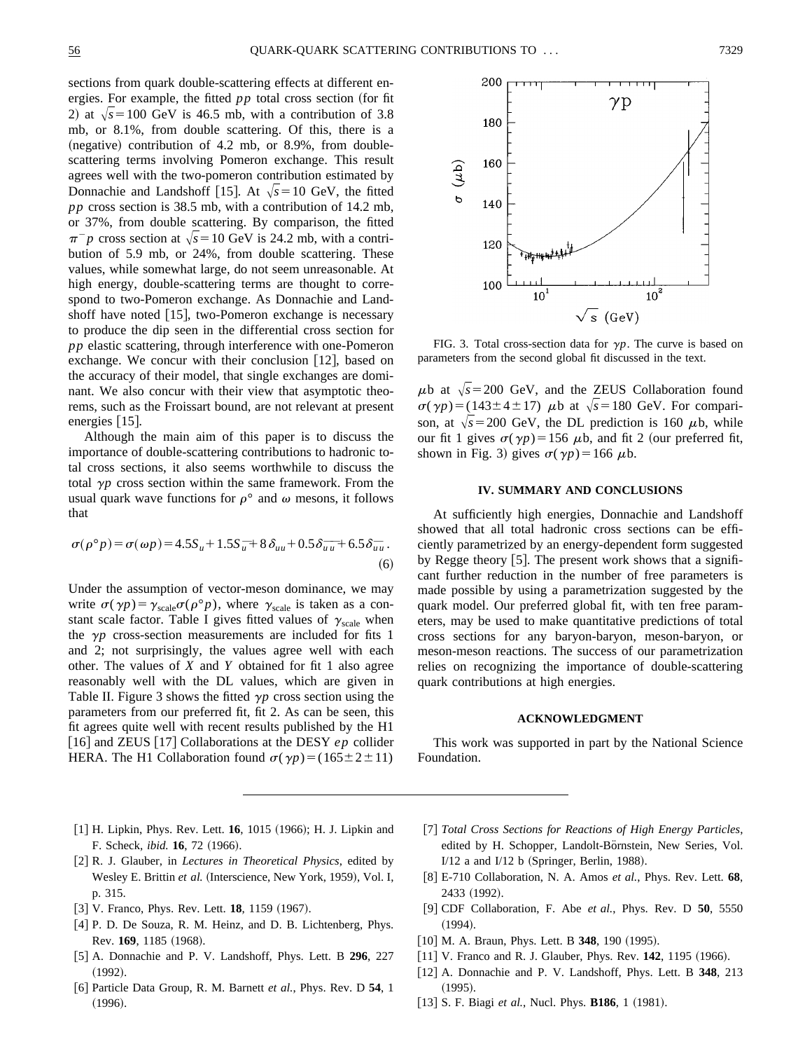sections from quark double-scattering effects at different energies. For example, the fitted $pp$ total cross section (for fit 2) at $\sqrt{s}=100$ GeV is 46.5 mb, with a contribution of 3.8 mb, or 8.1%, from double scattering. Of this, there is a (negative) contribution of 4.2 mb, or 8.9%, from double-scattering terms involving Pomeron exchange. This result agrees well with the two-pomeron contribution estimated by Donnachie and Landshoff [15]. At $\sqrt{s}=10$ GeV, the fitted $pp$ cross section is 38.5 mb, with a contribution of 14.2 mb, or 37%, from double scattering. By comparison, the fitted $\pi^- p$ cross section at $\sqrt{s}=10$ GeV is 24.2 mb, with a contribution of 5.9 mb, or 24%, from double scattering. These values, while somewhat large, do not seem unreasonable. At high energy, double-scattering terms are thought to correspond to two-Pomeron exchange. As Donnachie and Landshoff have noted [15], two-Pomeron exchange is necessary to produce the dip seen in the differential cross section for $pp$ elastic scattering, through interference with one-Pomeron exchange. We concur with their conclusion [12], based on the accuracy of their model, that single exchanges are dominant. We also concur with their view that asymptotic theorems, such as the Froissart bound, are not relevant at present energies [15].

Although the main aim of this paper is to discuss the importance of double-scattering contributions to hadronic total cross sections, it also seems worthwhile to discuss the total $\gamma p$ cross section within the same framework. From the usual quark wave functions for $\rho^\circ$ and $\omega$ mesons, it follows that

$$\sigma(\rho^\circ p)=\sigma(\omega p)=4.5S_u+1.5S_{\bar{u}}+8\,\delta_{uu}+0.5\delta_{\bar{u}\bar{u}}+6.5\delta_{\bar{u}u}. \tag{6}$$

Under the assumption of vector-meson dominance, we may write $\sigma(\gamma p)=\gamma_{\text{scale}}\sigma(\rho^\circ p)$, where $\gamma_{\text{scale}}$ is taken as a constant scale factor. Table I gives fitted values of $\gamma_{\text{scale}}$ when the $\gamma p$ cross-section measurements are included for fits 1 and 2; not surprisingly, the values agree well with each other. The values of $X$ and $Y$ obtained for fit 1 also agree reasonably well with the DL values, which are given in Table II. Figure 3 shows the fitted $\gamma p$ cross section using the parameters from our preferred fit, fit 2. As can be seen, this fit agrees quite well with recent results published by the H1 [16] and ZEUS [17] Collaborations at the DESY $ep$ collider HERA. The H1 Collaboration found $\sigma(\gamma p)=(165\pm 2\pm 11)$ $\mu$b at $\sqrt{s}=200$ GeV, and the ZEUS Collaboration found $\sigma(\gamma p)=(143\pm 4\pm 17)$ $\mu$b at $\sqrt{s}=180$ GeV. For comparison, at $\sqrt{s}=200$ GeV, the DL prediction is 160 $\mu$b, while our fit 1 gives $\sigma(\gamma p)=156$ $\mu$b, and fit 2 (our preferred fit, shown in Fig. 3) gives $\sigma(\gamma p)=166$ $\mu$b.

FIG. 3. Total cross-section data for $\gamma p$. The curve is based on parameters from the second global fit discussed in the text.

## IV. SUMMARY AND CONCLUSIONS

At sufficiently high energies, Donnachie and Landshoff showed that all total hadronic cross sections can be efficiently parametrized by an energy-dependent form suggested by Regge theory [5]. The present work shows that a significant further reduction in the number of free parameters is made possible by using a parametrization suggested by the quark model. Our preferred global fit, with ten free parameters, may be used to make quantitative predictions of total cross sections for any baryon-baryon, meson-baryon, or meson-meson reactions. The success of our parametrization relies on recognizing the importance of double-scattering quark contributions at high energies.

## ACKNOWLEDGMENT

This work was supported in part by the National Science Foundation.

---

[1] H. Lipkin, Phys. Rev. Lett. **16**, 1015 (1966); H. J. Lipkin and F. Scheck, *ibid.* **16**, 72 (1966).

[2] R. J. Glauber, in *Lectures in Theoretical Physics*, edited by Wesley E. Brittin *et al.* (Interscience, New York, 1959), Vol. I, p. 315.

[3] V. Franco, Phys. Rev. Lett. **18**, 1159 (1967).

[4] P. D. De Souza, R. M. Heinz, and D. B. Lichtenberg, Phys. Rev. **169**, 1185 (1968).

[5] A. Donnachie and P. V. Landshoff, Phys. Lett. B **296**, 227 (1992).

[6] Particle Data Group, R. M. Barnett *et al.*, Phys. Rev. D **54**, 1 (1996).

[7] *Total Cross Sections for Reactions of High Energy Particles*, edited by H. Schopper, Landolt-Börnstein, New Series, Vol. I/12 a and I/12 b (Springer, Berlin, 1988).

[8] E-710 Collaboration, N. A. Amos *et al.*, Phys. Rev. Lett. **68**, 2433 (1992).

[9] CDF Collaboration, F. Abe *et al.*, Phys. Rev. D **50**, 5550 (1994).

[10] M. A. Braun, Phys. Lett. B **348**, 190 (1995).

[11] V. Franco and R. J. Glauber, Phys. Rev. **142**, 1195 (1966).

[12] A. Donnachie and P. V. Landshoff, Phys. Lett. B **348**, 213 (1995).

[13] S. F. Biagi *et al.*, Nucl. Phys. **B186**, 1 (1981).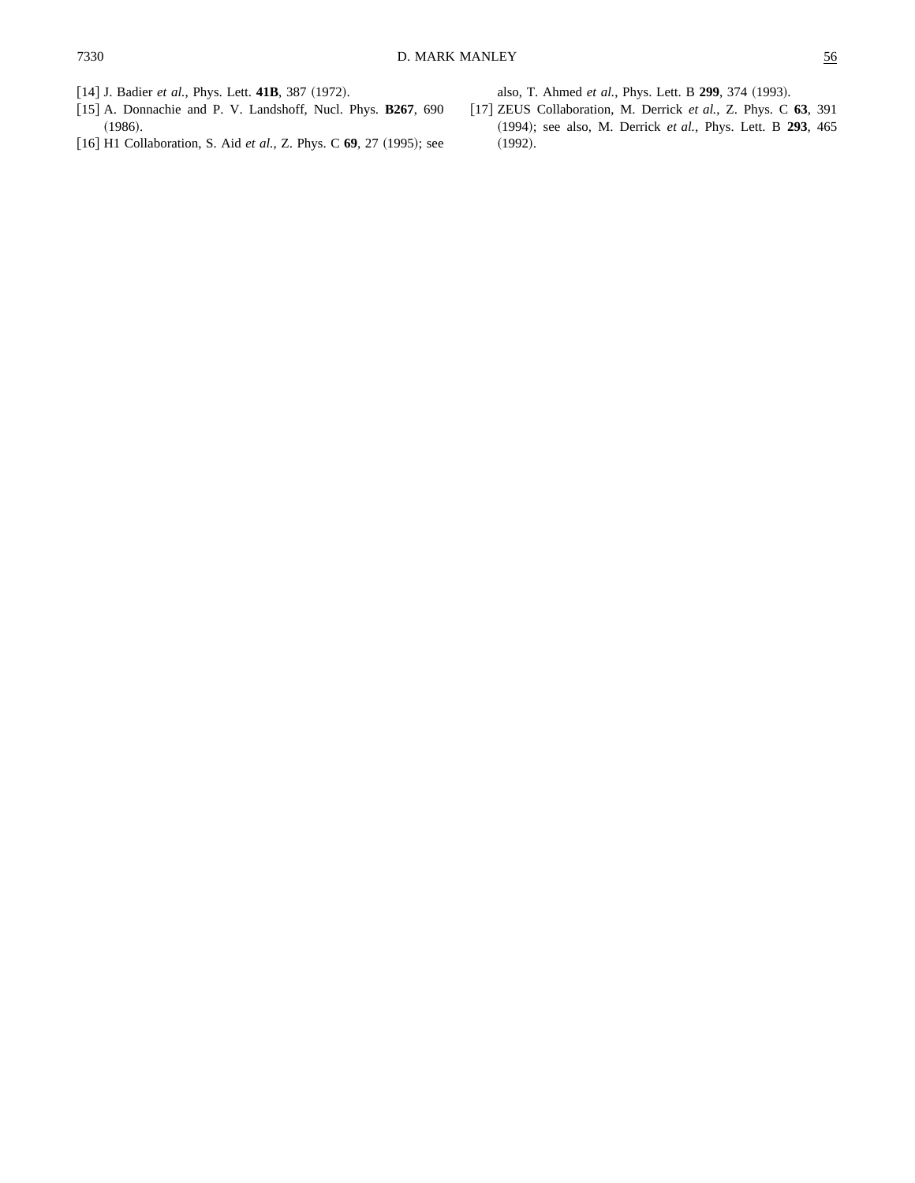[14] J. Badier *et al.*, Phys. Lett. **41B**, 387 (1972).

[15] A. Donnachie and P. V. Landshoff, Nucl. Phys. **B267**, 690 (1986).

[16] H1 Collaboration, S. Aid *et al.*, Z. Phys. C **69**, 27 (1995); see also, T. Ahmed *et al.*, Phys. Lett. B **299**, 374 (1993).

[17] ZEUS Collaboration, M. Derrick *et al.*, Z. Phys. C **63**, 391 (1994); see also, M. Derrick *et al.*, Phys. Lett. B **293**, 465 (1992).